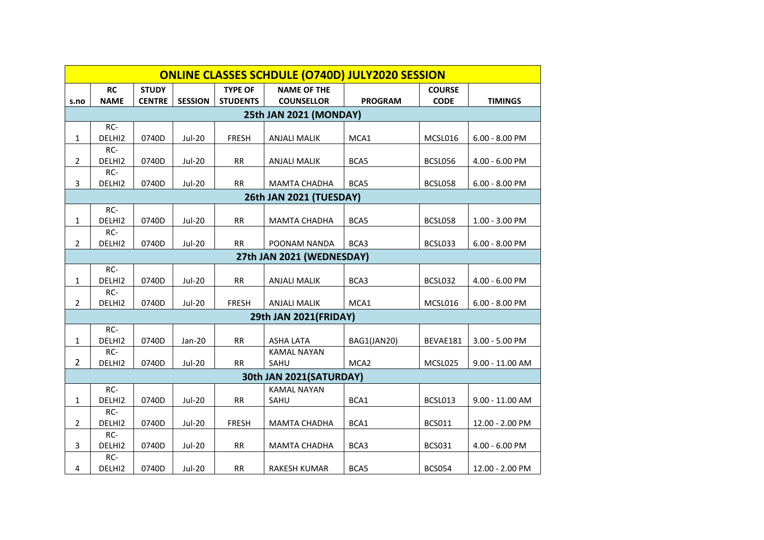| ONLINE CLASSES SCHDULE (O740D) JULY2020 SESSION | | | | | | | | |
|---|---|---|---|---|---|---|---|---|
| s.no | RC NAME | STUDY CENTRE | SESSION | TYPE OF STUDENTS | NAME OF THE COUNSELLOR | PROGRAM | COURSE CODE | TIMINGS |
| **25th JAN 2021 (MONDAY)** | | | | | | | | |
| 1 | RC-DELHI2 | 0740D | Jul-20 | FRESH | ANJALI MALIK | MCA1 | MCSL016 | 6.00 - 8.00 PM |
| 2 | RC-DELHI2 | 0740D | Jul-20 | RR | ANJALI MALIK | BCA5 | BCSL056 | 4.00 - 6.00 PM |
| 3 | RC-DELHI2 | 0740D | Jul-20 | RR | MAMTA CHADHA | BCA5 | BCSL058 | 6.00 - 8.00 PM |
| **26th JAN 2021 (TUESDAY)** | | | | | | | | |
| 1 | RC-DELHI2 | 0740D | Jul-20 | RR | MAMTA CHADHA | BCA5 | BCSL058 | 1.00 - 3.00 PM |
| 2 | RC-DELHI2 | 0740D | Jul-20 | RR | POONAM NANDA | BCA3 | BCSL033 | 6.00 - 8.00 PM |
| **27th JAN 2021 (WEDNESDAY)** | | | | | | | | |
| 1 | RC-DELHI2 | 0740D | Jul-20 | RR | ANJALI MALIK | BCA3 | BCSL032 | 4.00 - 6.00 PM |
| 2 | RC-DELHI2 | 0740D | Jul-20 | FRESH | ANJALI MALIK | MCA1 | MCSL016 | 6.00 - 8.00 PM |
| **29th JAN 2021(FRIDAY)** | | | | | | | | |
| 1 | RC-DELHI2 | 0740D | Jan-20 | RR | ASHA LATA | BAG1(JAN20) | BEVAE181 | 3.00 - 5.00 PM |
| 2 | RC-DELHI2 | 0740D | Jul-20 | RR | KAMAL NAYAN SAHU | MCA2 | MCSL025 | 9.00 - 11.00 AM |
| **30th JAN 2021(SATURDAY)** | | | | | | | | |
| 1 | RC-DELHI2 | 0740D | Jul-20 | RR | KAMAL NAYAN SAHU | BCA1 | BCSL013 | 9.00 - 11.00 AM |
| 2 | RC-DELHI2 | 0740D | Jul-20 | FRESH | MAMTA CHADHA | BCA1 | BCS011 | 12.00 - 2.00 PM |
| 3 | RC-DELHI2 | 0740D | Jul-20 | RR | MAMTA CHADHA | BCA3 | BCS031 | 4.00 - 6.00 PM |
| 4 | RC-DELHI2 | 0740D | Jul-20 | RR | RAKESH KUMAR | BCA5 | BCS054 | 12.00 - 2.00 PM |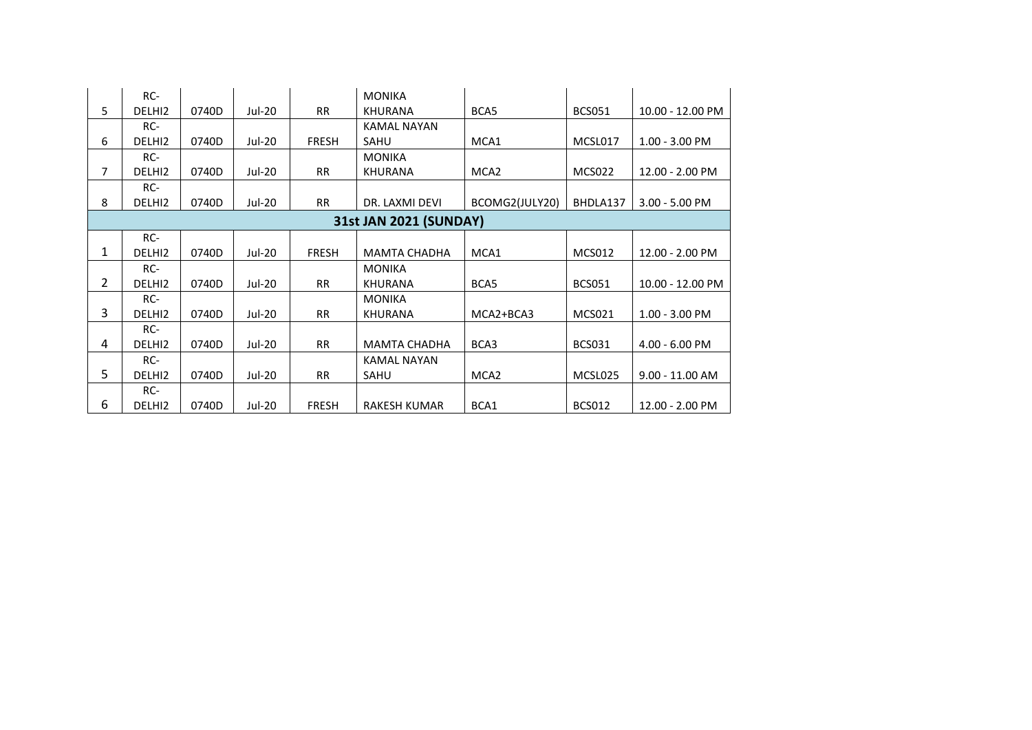| | | | | | | | | |
|---|---|---|---|---|---|---|---|---|
| 5 | RC-DELHI2 | 0740D | Jul-20 | RR | MONIKA KHURANA | BCA5 | BCS051 | 10.00 - 12.00 PM |
| 6 | RC-DELHI2 | 0740D | Jul-20 | FRESH | KAMAL NAYAN SAHU | MCA1 | MCSL017 | 1.00 - 3.00 PM |
| 7 | RC-DELHI2 | 0740D | Jul-20 | RR | MONIKA KHURANA | MCA2 | MCS022 | 12.00 - 2.00 PM |
| 8 | RC-DELHI2 | 0740D | Jul-20 | RR | DR. LAXMI DEVI | BCOMG2(JULY20) | BHDLA137 | 3.00 - 5.00 PM |
| **31st JAN 2021 (SUNDAY)** | | | | | | | | |
| 1 | RC-DELHI2 | 0740D | Jul-20 | FRESH | MAMTA CHADHA | MCA1 | MCS012 | 12.00 - 2.00 PM |
| 2 | RC-DELHI2 | 0740D | Jul-20 | RR | MONIKA KHURANA | BCA5 | BCS051 | 10.00 - 12.00 PM |
| 3 | RC-DELHI2 | 0740D | Jul-20 | RR | MONIKA KHURANA | MCA2+BCA3 | MCS021 | 1.00 - 3.00 PM |
| 4 | RC-DELHI2 | 0740D | Jul-20 | RR | MAMTA CHADHA | BCA3 | BCS031 | 4.00 - 6.00 PM |
| 5 | RC-DELHI2 | 0740D | Jul-20 | RR | KAMAL NAYAN SAHU | MCA2 | MCSL025 | 9.00 - 11.00 AM |
| 6 | RC-DELHI2 | 0740D | Jul-20 | FRESH | RAKESH KUMAR | BCA1 | BCS012 | 12.00 - 2.00 PM |